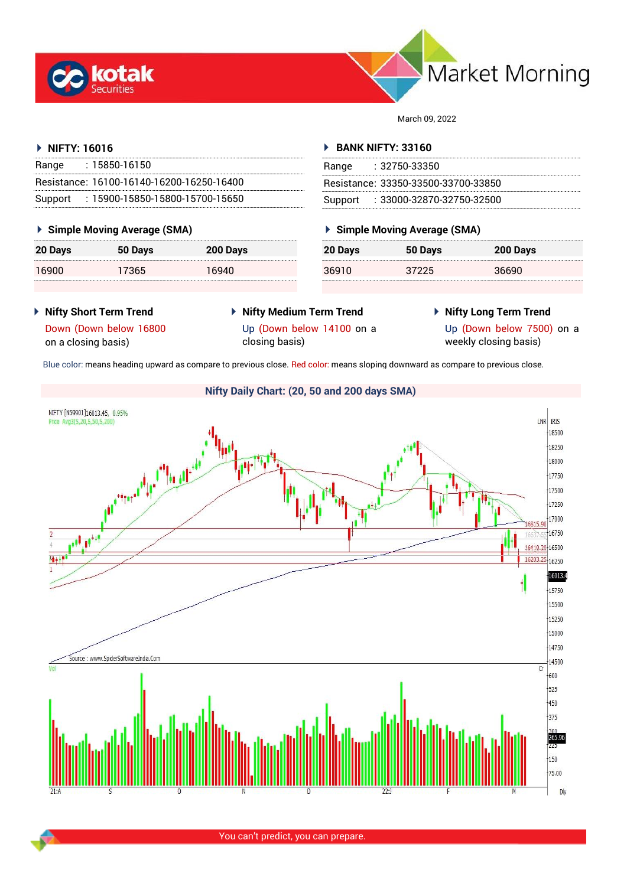# kotak Securities — Market Morning

March 09, 2022

## NIFTY: 16016

| | |
|---|---|
| Range | : 15850-16150 |
| Resistance: | 16100-16140-16200-16250-16400 |
| Support | : 15900-15850-15800-15700-15650 |

### Simple Moving Average (SMA)

| 20 Days | 50 Days | 200 Days |
|---|---|---|
| 16900 | 17365 | 16940 |

## BANK NIFTY: 33160

| | |
|---|---|
| Range | : 32750-33350 |
| Resistance: | 33350-33500-33700-33850 |
| Support | : 33000-32870-32750-32500 |

### Simple Moving Average (SMA)

| 20 Days | 50 Days | 200 Days |
|---|---|---|
| 36910 | 37225 | 36690 |

**Nifty Short Term Trend**

Down (Down below 16800 on a closing basis)

**Nifty Medium Term Trend**

Up (Down below 14100 on a closing basis)

**Nifty Long Term Trend**

Up (Down below 7500) on a weekly closing basis)

Blue color: means heading upward as compare to previous close. Red color: means sloping downward as compare to previous close.

**Nifty Daily Chart: (20, 50 and 200 days SMA)**

NIFTY [N59901]16013.45, 0.95%
Price Avg3(5,20,5,50,5,200)

Source : www.SpiderSoftwareIndia.Com

You can't predict, you can prepare.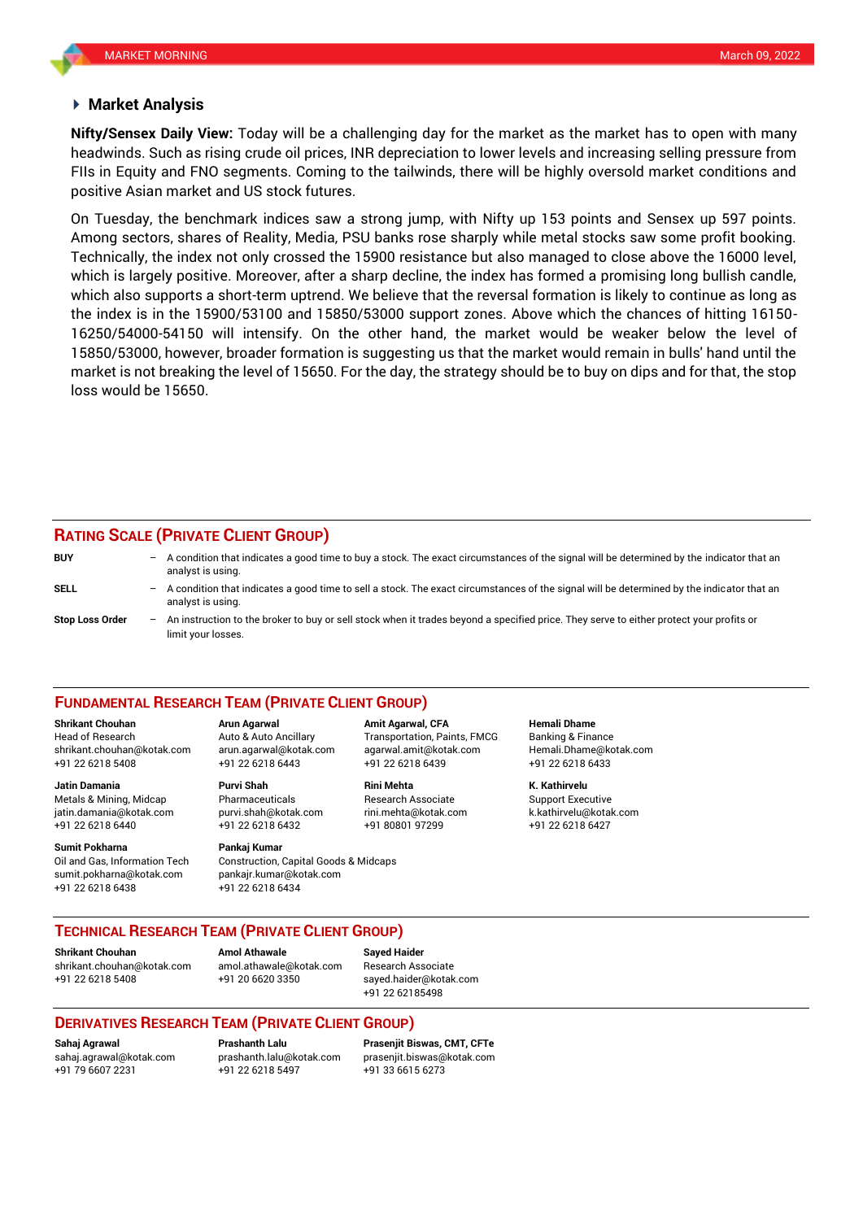## Market Analysis

**Nifty/Sensex Daily View:** Today will be a challenging day for the market as the market has to open with many headwinds. Such as rising crude oil prices, INR depreciation to lower levels and increasing selling pressure from FIIs in Equity and FNO segments. Coming to the tailwinds, there will be highly oversold market conditions and positive Asian market and US stock futures.

On Tuesday, the benchmark indices saw a strong jump, with Nifty up 153 points and Sensex up 597 points. Among sectors, shares of Reality, Media, PSU banks rose sharply while metal stocks saw some profit booking. Technically, the index not only crossed the 15900 resistance but also managed to close above the 16000 level, which is largely positive. Moreover, after a sharp decline, the index has formed a promising long bullish candle, which also supports a short-term uptrend. We believe that the reversal formation is likely to continue as long as the index is in the 15900/53100 and 15850/53000 support zones. Above which the chances of hitting 16150-16250/54000-54150 will intensify. On the other hand, the market would be weaker below the level of 15850/53000, however, broader formation is suggesting us that the market would remain in bulls' hand until the market is not breaking the level of 15650. For the day, the strategy should be to buy on dips and for that, the stop loss would be 15650.

## RATING SCALE (PRIVATE CLIENT GROUP)

**BUY** – A condition that indicates a good time to buy a stock. The exact circumstances of the signal will be determined by the indicator that an analyst is using.

**SELL** – A condition that indicates a good time to sell a stock. The exact circumstances of the signal will be determined by the indicator that an analyst is using.

**Stop Loss Order** – An instruction to the broker to buy or sell stock when it trades beyond a specified price. They serve to either protect your profits or limit your losses.

## FUNDAMENTAL RESEARCH TEAM (PRIVATE CLIENT GROUP)

**Shrikant Chouhan**
Head of Research
shrikant.chouhan@kotak.com
+91 22 6218 5408

**Arun Agarwal**
Auto & Auto Ancillary
arun.agarwal@kotak.com
+91 22 6218 6443

**Amit Agarwal, CFA**
Transportation, Paints, FMCG
agarwal.amit@kotak.com
+91 22 6218 6439

**Hemali Dhame**
Banking & Finance
Hemali.Dhame@kotak.com
+91 22 6218 6433

**Jatin Damania**
Metals & Mining, Midcap
jatin.damania@kotak.com
+91 22 6218 6440

**Purvi Shah**
Pharmaceuticals
purvi.shah@kotak.com
+91 22 6218 6432

**Rini Mehta**
Research Associate
rini.mehta@kotak.com
+91 80801 97299

**K. Kathirvelu**
Support Executive
k.kathirvelu@kotak.com
+91 22 6218 6427

**Sumit Pokharna**
Oil and Gas, Information Tech
sumit.pokharna@kotak.com
+91 22 6218 6438

**Pankaj Kumar**
Construction, Capital Goods & Midcaps
pankajr.kumar@kotak.com
+91 22 6218 6434

## TECHNICAL RESEARCH TEAM (PRIVATE CLIENT GROUP)

**Shrikant Chouhan**
shrikant.chouhan@kotak.com
+91 22 6218 5408

**Amol Athawale**
amol.athawale@kotak.com
+91 20 6620 3350

**Sayed Haider**
Research Associate
sayed.haider@kotak.com
+91 22 62185498

## DERIVATIVES RESEARCH TEAM (PRIVATE CLIENT GROUP)

**Sahaj Agrawal**
sahaj.agrawal@kotak.com
+91 79 6607 2231

**Prashanth Lalu**
prashanth.lalu@kotak.com
+91 22 6218 5497

**Prasenjit Biswas, CMT, CFTe**
prasenjit.biswas@kotak.com
+91 33 6615 6273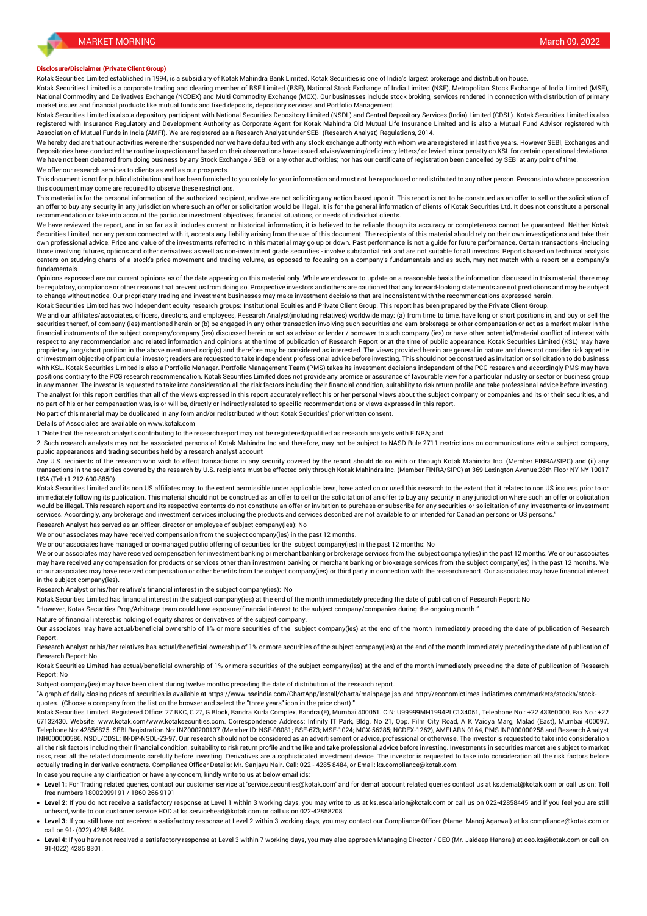### Disclosure/Disclaimer (Private Client Group)

Kotak Securities Limited established in 1994, is a subsidiary of Kotak Mahindra Bank Limited. Kotak Securities is one of India's largest brokerage and distribution house.

Kotak Securities Limited is a corporate trading and clearing member of BSE Limited (BSE), National Stock Exchange of India Limited (NSE), Metropolitan Stock Exchange of India Limited (MSE), National Commodity and Derivatives Exchange (NCDEX) and Multi Commodity Exchange (MCX). Our businesses include stock broking, services rendered in connection with distribution of primary market issues and financial products like mutual funds and fixed deposits, depository services and Portfolio Management.

Kotak Securities Limited is also a depository participant with National Securities Depository Limited (NSDL) and Central Depository Services (India) Limited (CDSL). Kotak Securities Limited is also registered with Insurance Regulatory and Development Authority as Corporate Agent for Kotak Mahindra Old Mutual Life Insurance Limited and is also a Mutual Fund Advisor registered with Association of Mutual Funds in India (AMFI). We are registered as a Research Analyst under SEBI (Research Analyst) Regulations, 2014.

We hereby declare that our activities were neither suspended nor we have defaulted with any stock exchange authority with whom we are registered in last five years. However SEBI, Exchanges and Depositories have conducted the routine inspection and based on their observations have issued advise/warning/deficiency letters/ or levied minor penalty on KSL for certain operational deviations. We have not been debarred from doing business by any Stock Exchange / SEBI or any other authorities; nor has our certificate of registration been cancelled by SEBI at any point of time.

We offer our research services to clients as well as our prospects.

This document is not for public distribution and has been furnished to you solely for your information and must not be reproduced or redistributed to any other person. Persons into whose possession this document may come are required to observe these restrictions.

This material is for the personal information of the authorized recipient, and we are not soliciting any action based upon it. This report is not to be construed as an offer to sell or the solicitation of an offer to buy any security in any jurisdiction where such an offer or solicitation would be illegal. It is for the general information of clients of Kotak Securities Ltd. It does not constitute a personal recommendation or take into account the particular investment objectives, financial situations, or needs of individual clients.

We have reviewed the report, and in so far as it includes current or historical information, it is believed to be reliable though its accuracy or completeness cannot be guaranteed. Neither Kotak Securities Limited, nor any person connected with it, accepts any liability arising from the use of this document. The recipients of this material should rely on their own investigations and take their own professional advice. Price and value of the investments referred to in this material may go up or down. Past performance is not a guide for future performance. Certain transactions -including those involving futures, options and other derivatives as well as non-investment grade securities - involve substantial risk and are not suitable for all investors. Reports based on technical analysis centers on studying charts of a stock's price movement and trading volume, as opposed to focusing on a company's fundamentals and as such, may not match with a report on a company's fundamentals.

Opinions expressed are our current opinions as of the date appearing on this material only. While we endeavor to update on a reasonable basis the information discussed in this material, there may be regulatory, compliance or other reasons that prevent us from doing so. Prospective investors and others are cautioned that any forward-looking statements are not predictions and may be subject to change without notice. Our proprietary trading and investment businesses may make investment decisions that are inconsistent with the recommendations expressed herein.

Kotak Securities Limited has two independent equity research groups: Institutional Equities and Private Client Group. This report has been prepared by the Private Client Group.

We and our affiliates/associates, officers, directors, and employees, Research Analyst(including relatives) worldwide may: (a) from time to time, have long or short positions in, and buy or sell the securities thereof, of company (ies) mentioned herein or (b) be engaged in any other transaction involving such securities and earn brokerage or other compensation or act as a market maker in the financial instruments of the subject company/company (ies) discussed herein or act as advisor or lender / borrower to such company (ies) or have other potential/material conflict of interest with respect to any recommendation and related information and opinions at the time of publication of Research Report or at the time of public appearance. Kotak Securities Limited (KSL) may have proprietary long/short position in the above mentioned scrip(s) and therefore may be considered as interested. The views provided herein are general in nature and does not consider risk appetite or investment objective of particular investor; readers are requested to take independent professional advice before investing. This should not be construed as invitation or solicitation to do business with KSL. Kotak Securities Limited is also a Portfolio Manager. Portfolio Management Team (PMS) takes its investment decisions independent of the PCG research and accordingly PMS may have positions contrary to the PCG research recommendation. Kotak Securities Limited does not provide any promise or assurance of favourable view for a particular industry or sector or business group in any manner. The investor is requested to take into consideration all the risk factors including their financial condition, suitability to risk return profile and take professional advice before investing.

The analyst for this report certifies that all of the views expressed in this report accurately reflect his or her personal views about the subject company or companies and its or their securities, and no part of his or her compensation was, is or will be, directly or indirectly related to specific recommendations or views expressed in this report.

No part of this material may be duplicated in any form and/or redistributed without Kotak Securities' prior written consent.

Details of Associates are available on www.kotak.com

1."Note that the research analysts contributing to the research report may not be registered/qualified as research analysts with FINRA; and

2. Such research analysts may not be associated persons of Kotak Mahindra Inc and therefore, may not be subject to NASD Rule 2711 restrictions on communications with a subject company, public appearances and trading securities held by a research analyst account

Any U.S. recipients of the research who wish to effect transactions in any security covered by the report should do so with or through Kotak Mahindra Inc. (Member FINRA/SIPC) and (ii) any transactions in the securities covered by the research by U.S. recipients must be effected only through Kotak Mahindra Inc. (Member FINRA/SIPC) at 369 Lexington Avenue 28th Floor NY NY 10017 USA (Tel:+1 212-600-8850).

Kotak Securities Limited and its non US affiliates may, to the extent permissible under applicable laws, have acted on or used this research to the extent that it relates to non US issuers, prior to or immediately following its publication. This material should not be construed as an offer to sell or the solicitation of an offer to buy any security in any jurisdiction where such an offer or solicitation would be illegal. This research report and its respective contents do not constitute an offer or invitation to purchase or subscribe for any securities or solicitation of any investments or investment services. Accordingly, any brokerage and investment services including the products and services described are not available to or intended for Canadian persons or US persons."

Research Analyst has served as an officer, director or employee of subject company(ies): No

We or our associates may have received compensation from the subject company(ies) in the past 12 months.

We or our associates have managed or co-managed public offering of securities for the subject company(ies) in the past 12 months: No

We or our associates may have received compensation for investment banking or merchant banking or brokerage services from the subject company(ies) in the past 12 months. We or our associates may have received any compensation for products or services other than investment banking or merchant banking or brokerage services from the subject company(ies) in the past 12 months. We or our associates may have received compensation or other benefits from the subject company(ies) or third party in connection with the research report. Our associates may have financial interest in the subject company(ies).

Research Analyst or his/her relative's financial interest in the subject company(ies): No

Kotak Securities Limited has financial interest in the subject company(ies) at the end of the month immediately preceding the date of publication of Research Report: No

"However, Kotak Securities Prop/Arbitrage team could have exposure/financial interest to the subject company/companies during the ongoing month."

Nature of financial interest is holding of equity shares or derivatives of the subject company.

Our associates may have actual/beneficial ownership of 1% or more securities of the subject company(ies) at the end of the month immediately preceding the date of publication of Research Report.

Research Analyst or his/her relatives has actual/beneficial ownership of 1% or more securities of the subject company(ies) at the end of the month immediately preceding the date of publication of Research Report: No

Kotak Securities Limited has actual/beneficial ownership of 1% or more securities of the subject company(ies) at the end of the month immediately preceding the date of publication of Research Report: No

Subject company(ies) may have been client during twelve months preceding the date of distribution of the research report.

"A graph of daily closing prices of securities is available at https://www.nseindia.com/ChartApp/install/charts/mainpage.jsp and http://economictimes.indiatimes.com/markets/stocks/stock-quotes. (Choose a company from the list on the browser and select the "three years" icon in the price chart)."

Kotak Securities Limited. Registered Office: 27 BKC, C 27, G Block, Bandra Kurla Complex, Bandra (E), Mumbai 400051. CIN: U99999MH1994PLC134051, Telephone No.: +22 43360000, Fax No.: +22 67132430. Website: www.kotak.com/www.kotaksecurities.com. Correspondence Address: Infinity IT Park, Bldg. No 21, Opp. Film City Road, A K Vaidya Marg, Malad (East), Mumbai 400097. Telephone No: 42856825. SEBI Registration No: INZ000200137 (Member ID: NSE-08081; BSE-673; MSE-1024; MCX-56285; NCDEX-1262), AMFI ARN 0164, PMS INP000000258 and Research Analyst INH000000586. NSDL/CDSL: IN-DP-NSDL-23-97. Our research should not be considered as an advertisement or advice, professional or otherwise. The investor is requested to take into consideration all the risk factors including their financial condition, suitability to risk return profile and the like and take professional advice before investing. Investments in securities market are subject to market risks, read all the related documents carefully before investing. Derivatives are a sophisticated investment device. The investor is requested to take into consideration all the risk factors before actually trading in derivative contracts. Compliance Officer Details: Mr. Sanjayu Nair. Call: 022 - 4285 8484, or Email: ks.compliance@kotak.com.

In case you require any clarification or have any concern, kindly write to us at below email ids:

- **Level 1:** For Trading related queries, contact our customer service at 'service.securities@kotak.com' and for demat account related queries contact us at ks.demat@kotak.com or call us on: Toll free numbers 18002099191 / 1860 266 9191
- **Level 2:** If you do not receive a satisfactory response at Level 1 within 3 working days, you may write to us at ks.escalation@kotak.com or call us on 022-42858445 and if you feel you are still unheard, write to our customer service HOD at ks.servicehead@kotak.com or call us on 022-42858208.
- **Level 3:** If you still have not received a satisfactory response at Level 2 within 3 working days, you may contact our Compliance Officer (Name: Manoj Agarwal) at ks.compliance@kotak.com or call on 91- (022) 4285 8484.
- **Level 4:** If you have not received a satisfactory response at Level 3 within 7 working days, you may also approach Managing Director / CEO (Mr. Jaideep Hansraj) at ceo.ks@kotak.com or call on 91-(022) 4285 8301.